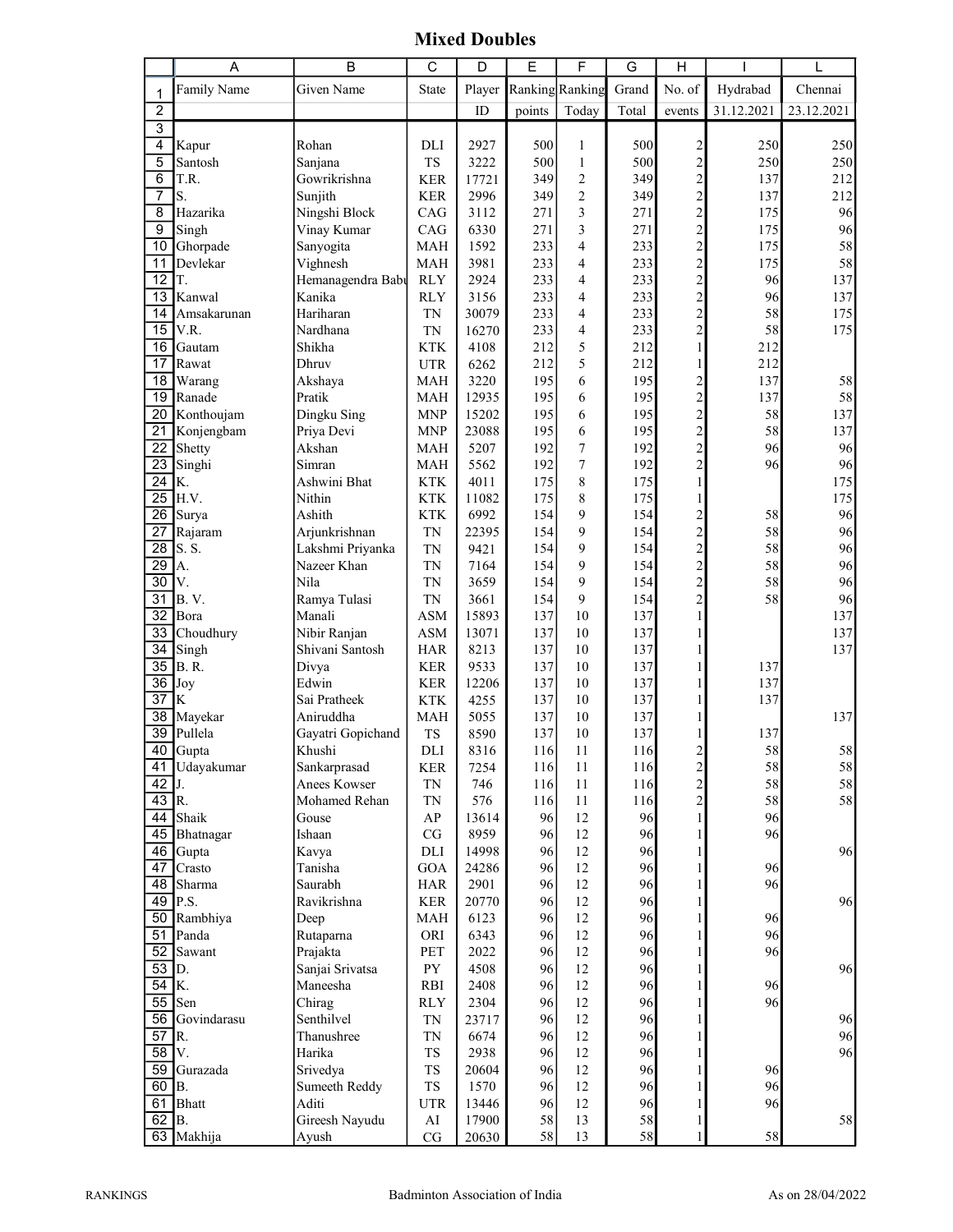# Mixed Doubles

| | A | B | C | D | E | F | G | H | I | L |
|---|---|---|---|---|---|---|---|---|---|---|
| 1 | Family Name | Given Name | State | Player | Ranking | Ranking | Grand | No. of | Hydrabad | Chennai |
| 2 | | | | ID | points | Today | Total | events | 31.12.2021 | 23.12.2021 |
| 3 | | | | | | | | | | |
| 4 | Kapur | Rohan | DLI | 2927 | 500 | 1 | 500 | 2 | 250 | 250 |
| 5 | Santosh | Sanjana | TS | 3222 | 500 | 1 | 500 | 2 | 250 | 250 |
| 6 | T.R. | Gowrikrishna | KER | 17721 | 349 | 2 | 349 | 2 | 137 | 212 |
| 7 | S. | Sunjith | KER | 2996 | 349 | 2 | 349 | 2 | 137 | 212 |
| 8 | Hazarika | Ningshi Block | CAG | 3112 | 271 | 3 | 271 | 2 | 175 | 96 |
| 9 | Singh | Vinay Kumar | CAG | 6330 | 271 | 3 | 271 | 2 | 175 | 96 |
| 10 | Ghorpade | Sanyogita | MAH | 1592 | 233 | 4 | 233 | 2 | 175 | 58 |
| 11 | Devlekar | Vighnesh | MAH | 3981 | 233 | 4 | 233 | 2 | 175 | 58 |
| 12 | T. | Hemanagendra Babu | RLY | 2924 | 233 | 4 | 233 | 2 | 96 | 137 |
| 13 | Kanwal | Kanika | RLY | 3156 | 233 | 4 | 233 | 2 | 96 | 137 |
| 14 | Amsakarunan | Hariharan | TN | 30079 | 233 | 4 | 233 | 2 | 58 | 175 |
| 15 | V.R. | Nardhana | TN | 16270 | 233 | 4 | 233 | 2 | 58 | 175 |
| 16 | Gautam | Shikha | KTK | 4108 | 212 | 5 | 212 | 1 | 212 | |
| 17 | Rawat | Dhruv | UTR | 6262 | 212 | 5 | 212 | 1 | 212 | |
| 18 | Warang | Akshaya | MAH | 3220 | 195 | 6 | 195 | 2 | 137 | 58 |
| 19 | Ranade | Pratik | MAH | 12935 | 195 | 6 | 195 | 2 | 137 | 58 |
| 20 | Konthoujam | Dingku Sing | MNP | 15202 | 195 | 6 | 195 | 2 | 58 | 137 |
| 21 | Konjengbam | Priya Devi | MNP | 23088 | 195 | 6 | 195 | 2 | 58 | 137 |
| 22 | Shetty | Akshan | MAH | 5207 | 192 | 7 | 192 | 2 | 96 | 96 |
| 23 | Singhi | Simran | MAH | 5562 | 192 | 7 | 192 | 2 | 96 | 96 |
| 24 | K. | Ashwini Bhat | KTK | 4011 | 175 | 8 | 175 | 1 | | 175 |
| 25 | H.V. | Nithin | KTK | 11082 | 175 | 8 | 175 | 1 | | 175 |
| 26 | Surya | Ashith | KTK | 6992 | 154 | 9 | 154 | 2 | 58 | 96 |
| 27 | Rajaram | Arjunkrishnan | TN | 22395 | 154 | 9 | 154 | 2 | 58 | 96 |
| 28 | S. S. | Lakshmi Priyanka | TN | 9421 | 154 | 9 | 154 | 2 | 58 | 96 |
| 29 | A. | Nazeer Khan | TN | 7164 | 154 | 9 | 154 | 2 | 58 | 96 |
| 30 | V. | Nila | TN | 3659 | 154 | 9 | 154 | 2 | 58 | 96 |
| 31 | B. V. | Ramya Tulasi | TN | 3661 | 154 | 9 | 154 | 2 | 58 | 96 |
| 32 | Bora | Manali | ASM | 15893 | 137 | 10 | 137 | 1 | | 137 |
| 33 | Choudhury | Nibir Ranjan | ASM | 13071 | 137 | 10 | 137 | 1 | | 137 |
| 34 | Singh | Shivani Santosh | HAR | 8213 | 137 | 10 | 137 | 1 | | 137 |
| 35 | B. R. | Divya | KER | 9533 | 137 | 10 | 137 | 1 | 137 | |
| 36 | Joy | Edwin | KER | 12206 | 137 | 10 | 137 | 1 | 137 | |
| 37 | K | Sai Pratheek | KTK | 4255 | 137 | 10 | 137 | 1 | 137 | |
| 38 | Mayekar | Aniruddha | MAH | 5055 | 137 | 10 | 137 | 1 | | 137 |
| 39 | Pullela | Gayatri Gopichand | TS | 8590 | 137 | 10 | 137 | 1 | 137 | |
| 40 | Gupta | Khushi | DLI | 8316 | 116 | 11 | 116 | 2 | 58 | 58 |
| 41 | Udayakumar | Sankarprasad | KER | 7254 | 116 | 11 | 116 | 2 | 58 | 58 |
| 42 | J. | Anees Kowser | TN | 746 | 116 | 11 | 116 | 2 | 58 | 58 |
| 43 | R. | Mohamed Rehan | TN | 576 | 116 | 11 | 116 | 2 | 58 | 58 |
| 44 | Shaik | Gouse | AP | 13614 | 96 | 12 | 96 | 1 | 96 | |
| 45 | Bhatnagar | Ishaan | CG | 8959 | 96 | 12 | 96 | 1 | 96 | |
| 46 | Gupta | Kavya | DLI | 14998 | 96 | 12 | 96 | 1 | | 96 |
| 47 | Crasto | Tanisha | GOA | 24286 | 96 | 12 | 96 | 1 | 96 | |
| 48 | Sharma | Saurabh | HAR | 2901 | 96 | 12 | 96 | 1 | 96 | |
| 49 | P.S. | Ravikrishna | KER | 20770 | 96 | 12 | 96 | 1 | | 96 |
| 50 | Rambhiya | Deep | MAH | 6123 | 96 | 12 | 96 | 1 | 96 | |
| 51 | Panda | Rutaparna | ORI | 6343 | 96 | 12 | 96 | 1 | 96 | |
| 52 | Sawant | Prajakta | PET | 2022 | 96 | 12 | 96 | 1 | 96 | |
| 53 | D. | Sanjai Srivatsa | PY | 4508 | 96 | 12 | 96 | 1 | | 96 |
| 54 | K. | Maneesha | RBI | 2408 | 96 | 12 | 96 | 1 | 96 | |
| 55 | Sen | Chirag | RLY | 2304 | 96 | 12 | 96 | 1 | 96 | |
| 56 | Govindarasu | Senthilvel | TN | 23717 | 96 | 12 | 96 | 1 | | 96 |
| 57 | R. | Thanushree | TN | 6674 | 96 | 12 | 96 | 1 | | 96 |
| 58 | V. | Harika | TS | 2938 | 96 | 12 | 96 | 1 | | 96 |
| 59 | Gurazada | Srivedya | TS | 20604 | 96 | 12 | 96 | 1 | 96 | |
| 60 | B. | Sumeeth Reddy | TS | 1570 | 96 | 12 | 96 | 1 | 96 | |
| 61 | Bhatt | Aditi | UTR | 13446 | 96 | 12 | 96 | 1 | 96 | |
| 62 | B. | Gireesh Nayudu | AI | 17900 | 58 | 13 | 58 | 1 | | 58 |
| 63 | Makhija | Ayush | CG | 20630 | 58 | 13 | 58 | 1 | 58 | |

RANKINGS　　Badminton Association of India　　As on 28/04/2022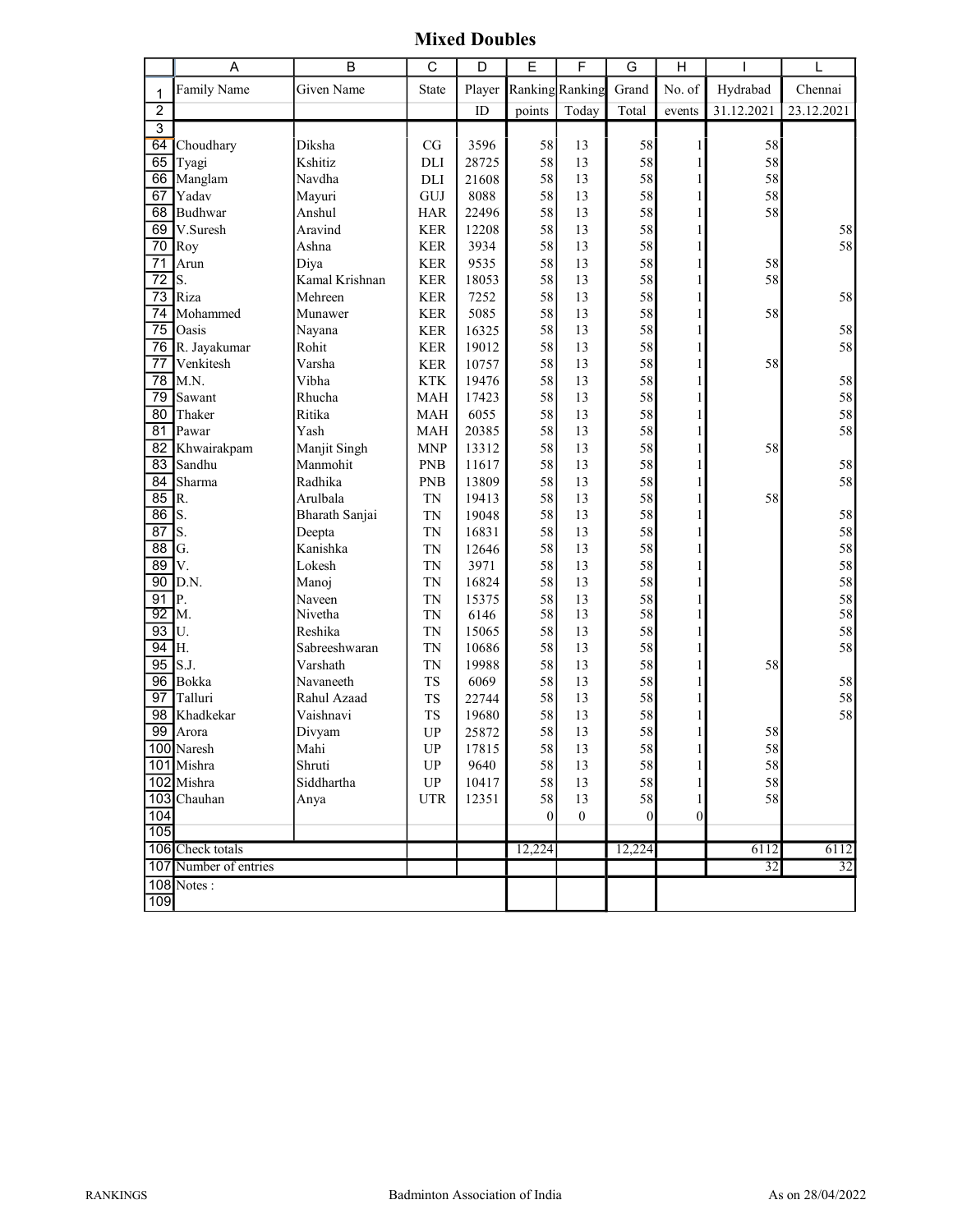# Mixed Doubles

| | A | B | C | D | E | F | G | H | I | L |
|---|---|---|---|---|---|---|---|---|---|---|
| 1 | Family Name | Given Name | State | Player | Ranking | Ranking | Grand | No. of | Hydrabad | Chennai |
| 2 | | | | ID | points | Today | Total | events | 31.12.2021 | 23.12.2021 |
| 3 | | | | | | | | | | |
| 64 | Choudhary | Diksha | CG | 3596 | 58 | 13 | 58 | 1 | 58 | |
| 65 | Tyagi | Kshitiz | DLI | 28725 | 58 | 13 | 58 | 1 | 58 | |
| 66 | Manglam | Navdha | DLI | 21608 | 58 | 13 | 58 | 1 | 58 | |
| 67 | Yadav | Mayuri | GUJ | 8088 | 58 | 13 | 58 | 1 | 58 | |
| 68 | Budhwar | Anshul | HAR | 22496 | 58 | 13 | 58 | 1 | 58 | |
| 69 | V.Suresh | Aravind | KER | 12208 | 58 | 13 | 58 | 1 | | 58 |
| 70 | Roy | Ashna | KER | 3934 | 58 | 13 | 58 | 1 | | 58 |
| 71 | Arun | Diya | KER | 9535 | 58 | 13 | 58 | 1 | 58 | |
| 72 | S. | Kamal Krishnan | KER | 18053 | 58 | 13 | 58 | 1 | 58 | |
| 73 | Riza | Mehreen | KER | 7252 | 58 | 13 | 58 | 1 | | 58 |
| 74 | Mohammed | Munawer | KER | 5085 | 58 | 13 | 58 | 1 | 58 | |
| 75 | Oasis | Nayana | KER | 16325 | 58 | 13 | 58 | 1 | | 58 |
| 76 | R. Jayakumar | Rohit | KER | 19012 | 58 | 13 | 58 | 1 | | 58 |
| 77 | Venkitesh | Varsha | KER | 10757 | 58 | 13 | 58 | 1 | 58 | |
| 78 | M.N. | Vibha | KTK | 19476 | 58 | 13 | 58 | 1 | | 58 |
| 79 | Sawant | Rhucha | MAH | 17423 | 58 | 13 | 58 | 1 | | 58 |
| 80 | Thaker | Ritika | MAH | 6055 | 58 | 13 | 58 | 1 | | 58 |
| 81 | Pawar | Yash | MAH | 20385 | 58 | 13 | 58 | 1 | | 58 |
| 82 | Khwairakpam | Manjit Singh | MNP | 13312 | 58 | 13 | 58 | 1 | 58 | |
| 83 | Sandhu | Manmohit | PNB | 11617 | 58 | 13 | 58 | 1 | | 58 |
| 84 | Sharma | Radhika | PNB | 13809 | 58 | 13 | 58 | 1 | | 58 |
| 85 | R. | Arulbala | TN | 19413 | 58 | 13 | 58 | 1 | 58 | |
| 86 | S. | Bharath Sanjai | TN | 19048 | 58 | 13 | 58 | 1 | | 58 |
| 87 | S. | Deepta | TN | 16831 | 58 | 13 | 58 | 1 | | 58 |
| 88 | G. | Kanishka | TN | 12646 | 58 | 13 | 58 | 1 | | 58 |
| 89 | V. | Lokesh | TN | 3971 | 58 | 13 | 58 | 1 | | 58 |
| 90 | D.N. | Manoj | TN | 16824 | 58 | 13 | 58 | 1 | | 58 |
| 91 | P. | Naveen | TN | 15375 | 58 | 13 | 58 | 1 | | 58 |
| 92 | M. | Nivetha | TN | 6146 | 58 | 13 | 58 | 1 | | 58 |
| 93 | U. | Reshika | TN | 15065 | 58 | 13 | 58 | 1 | | 58 |
| 94 | H. | Sabreeshwaran | TN | 10686 | 58 | 13 | 58 | 1 | | 58 |
| 95 | S.J. | Varshath | TN | 19988 | 58 | 13 | 58 | 1 | 58 | |
| 96 | Bokka | Navaneeth | TS | 6069 | 58 | 13 | 58 | 1 | | 58 |
| 97 | Talluri | Rahul Azaad | TS | 22744 | 58 | 13 | 58 | 1 | | 58 |
| 98 | Khadkekar | Vaishnavi | TS | 19680 | 58 | 13 | 58 | 1 | | 58 |
| 99 | Arora | Divyam | UP | 25872 | 58 | 13 | 58 | 1 | 58 | |
| 100 | Naresh | Mahi | UP | 17815 | 58 | 13 | 58 | 1 | 58 | |
| 101 | Mishra | Shruti | UP | 9640 | 58 | 13 | 58 | 1 | 58 | |
| 102 | Mishra | Siddhartha | UP | 10417 | 58 | 13 | 58 | 1 | 58 | |
| 103 | Chauhan | Anya | UTR | 12351 | 58 | 13 | 58 | 1 | 58 | |
| 104 | | | | | 0 | 0 | 0 | 0 | | |
| 105 | | | | | | | | | | |
| 106 | Check totals | | | | 12,224 | | 12,224 | | 6112 | 6112 |
| 107 | Number of entries | | | | | | | | 32 | 32 |
| 108 | Notes : | | | | | | | | | |
| 109 | | | | | | | | | | |